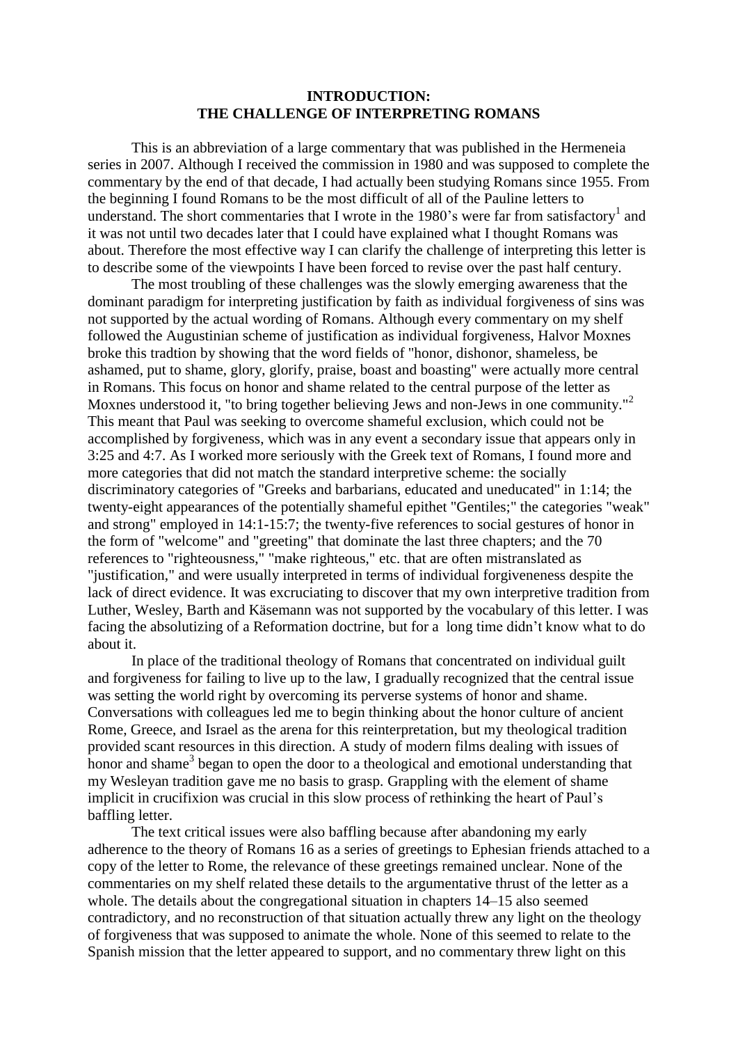# INTRODUCTION:
# THE CHALLENGE OF INTERPRETING ROMANS

This is an abbreviation of a large commentary that was published in the Hermeneia series in 2007. Although I received the commission in 1980 and was supposed to complete the commentary by the end of that decade, I had actually been studying Romans since 1955. From the beginning I found Romans to be the most difficult of all of the Pauline letters to understand. The short commentaries that I wrote in the 1980's were far from satisfactory[1] and it was not until two decades later that I could have explained what I thought Romans was about. Therefore the most effective way I can clarify the challenge of interpreting this letter is to describe some of the viewpoints I have been forced to revise over the past half century.

The most troubling of these challenges was the slowly emerging awareness that the dominant paradigm for interpreting justification by faith as individual forgiveness of sins was not supported by the actual wording of Romans. Although every commentary on my shelf followed the Augustinian scheme of justification as individual forgiveness, Halvor Moxnes broke this tradtion by showing that the word fields of "honor, dishonor, shameless, be ashamed, put to shame, glory, glorify, praise, boast and boasting" were actually more central in Romans. This focus on honor and shame related to the central purpose of the letter as Moxnes understood it, "to bring together believing Jews and non-Jews in one community."[2] This meant that Paul was seeking to overcome shameful exclusion, which could not be accomplished by forgiveness, which was in any event a secondary issue that appears only in 3:25 and 4:7. As I worked more seriously with the Greek text of Romans, I found more and more categories that did not match the standard interpretive scheme: the socially discriminatory categories of "Greeks and barbarians, educated and uneducated" in 1:14; the twenty-eight appearances of the potentially shameful epithet "Gentiles;" the categories "weak" and strong" employed in 14:1-15:7; the twenty-five references to social gestures of honor in the form of "welcome" and "greeting" that dominate the last three chapters; and the 70 references to "righteousness," "make righteous," etc. that are often mistranslated as "justification," and were usually interpreted in terms of individual forgiveneness despite the lack of direct evidence. It was excruciating to discover that my own interpretive tradition from Luther, Wesley, Barth and Käsemann was not supported by the vocabulary of this letter. I was facing the absolutizing of a Reformation doctrine, but for a long time didn't know what to do about it.

In place of the traditional theology of Romans that concentrated on individual guilt and forgiveness for failing to live up to the law, I gradually recognized that the central issue was setting the world right by overcoming its perverse systems of honor and shame. Conversations with colleagues led me to begin thinking about the honor culture of ancient Rome, Greece, and Israel as the arena for this reinterpretation, but my theological tradition provided scant resources in this direction. A study of modern films dealing with issues of honor and shame[3] began to open the door to a theological and emotional understanding that my Wesleyan tradition gave me no basis to grasp. Grappling with the element of shame implicit in crucifixion was crucial in this slow process of rethinking the heart of Paul's baffling letter.

The text critical issues were also baffling because after abandoning my early adherence to the theory of Romans 16 as a series of greetings to Ephesian friends attached to a copy of the letter to Rome, the relevance of these greetings remained unclear. None of the commentaries on my shelf related these details to the argumentative thrust of the letter as a whole. The details about the congregational situation in chapters 14–15 also seemed contradictory, and no reconstruction of that situation actually threw any light on the theology of forgiveness that was supposed to animate the whole. None of this seemed to relate to the Spanish mission that the letter appeared to support, and no commentary threw light on this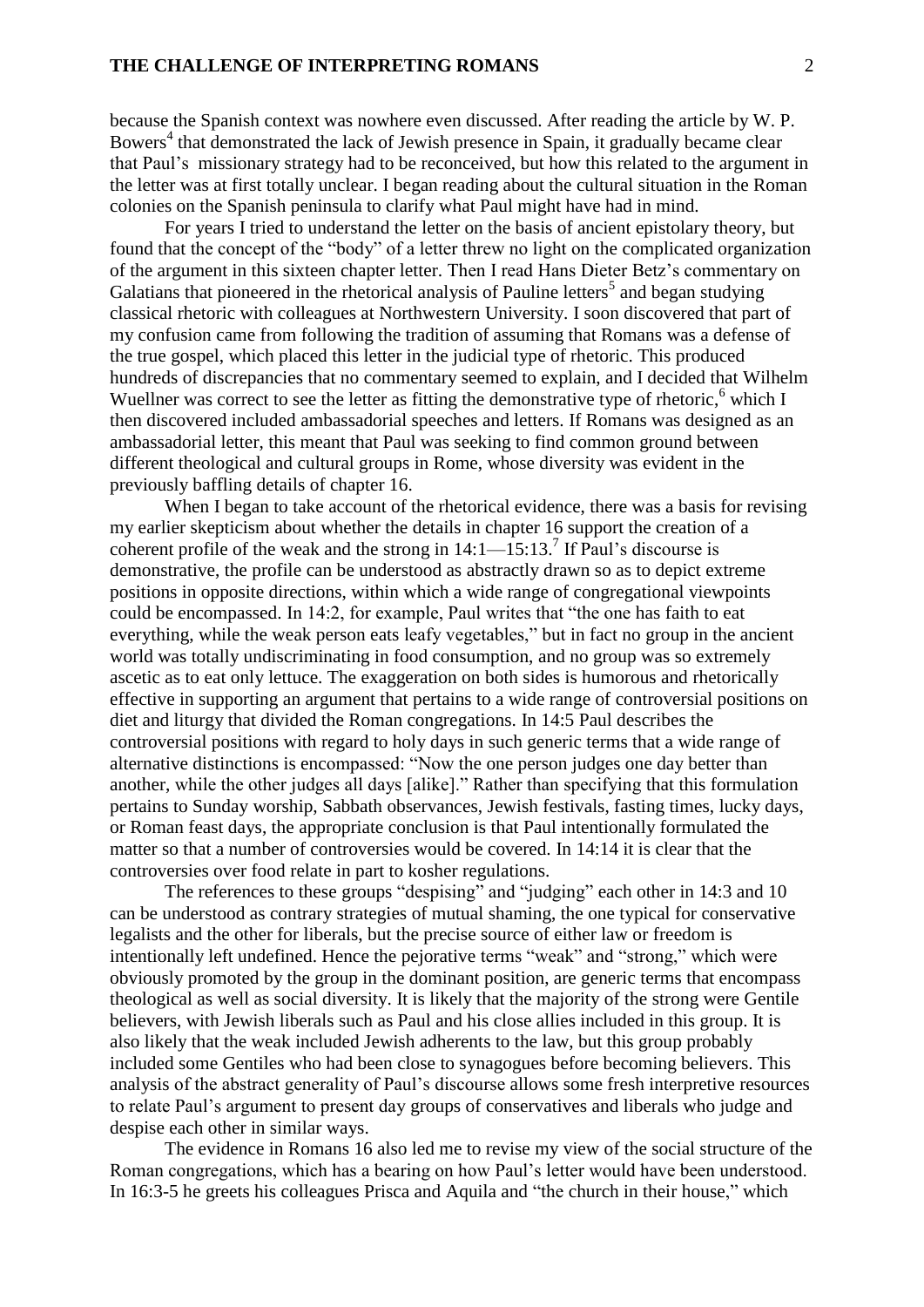because the Spanish context was nowhere even discussed. After reading the article by W. P. Bowers[4] that demonstrated the lack of Jewish presence in Spain, it gradually became clear that Paul's missionary strategy had to be reconceived, but how this related to the argument in the letter was at first totally unclear. I began reading about the cultural situation in the Roman colonies on the Spanish peninsula to clarify what Paul might have had in mind.

For years I tried to understand the letter on the basis of ancient epistolary theory, but found that the concept of the "body" of a letter threw no light on the complicated organization of the argument in this sixteen chapter letter. Then I read Hans Dieter Betz's commentary on Galatians that pioneered in the rhetorical analysis of Pauline letters[5] and began studying classical rhetoric with colleagues at Northwestern University. I soon discovered that part of my confusion came from following the tradition of assuming that Romans was a defense of the true gospel, which placed this letter in the judicial type of rhetoric. This produced hundreds of discrepancies that no commentary seemed to explain, and I decided that Wilhelm Wuellner was correct to see the letter as fitting the demonstrative type of rhetoric,[6] which I then discovered included ambassadorial speeches and letters. If Romans was designed as an ambassadorial letter, this meant that Paul was seeking to find common ground between different theological and cultural groups in Rome, whose diversity was evident in the previously baffling details of chapter 16.

When I began to take account of the rhetorical evidence, there was a basis for revising my earlier skepticism about whether the details in chapter 16 support the creation of a coherent profile of the weak and the strong in 14:1—15:13.[7] If Paul's discourse is demonstrative, the profile can be understood as abstractly drawn so as to depict extreme positions in opposite directions, within which a wide range of congregational viewpoints could be encompassed. In 14:2, for example, Paul writes that "the one has faith to eat everything, while the weak person eats leafy vegetables," but in fact no group in the ancient world was totally undiscriminating in food consumption, and no group was so extremely ascetic as to eat only lettuce. The exaggeration on both sides is humorous and rhetorically effective in supporting an argument that pertains to a wide range of controversial positions on diet and liturgy that divided the Roman congregations. In 14:5 Paul describes the controversial positions with regard to holy days in such generic terms that a wide range of alternative distinctions is encompassed: "Now the one person judges one day better than another, while the other judges all days [alike]." Rather than specifying that this formulation pertains to Sunday worship, Sabbath observances, Jewish festivals, fasting times, lucky days, or Roman feast days, the appropriate conclusion is that Paul intentionally formulated the matter so that a number of controversies would be covered. In 14:14 it is clear that the controversies over food relate in part to kosher regulations.

The references to these groups "despising" and "judging" each other in 14:3 and 10 can be understood as contrary strategies of mutual shaming, the one typical for conservative legalists and the other for liberals, but the precise source of either law or freedom is intentionally left undefined. Hence the pejorative terms "weak" and "strong," which were obviously promoted by the group in the dominant position, are generic terms that encompass theological as well as social diversity. It is likely that the majority of the strong were Gentile believers, with Jewish liberals such as Paul and his close allies included in this group. It is also likely that the weak included Jewish adherents to the law, but this group probably included some Gentiles who had been close to synagogues before becoming believers. This analysis of the abstract generality of Paul's discourse allows some fresh interpretive resources to relate Paul's argument to present day groups of conservatives and liberals who judge and despise each other in similar ways.

The evidence in Romans 16 also led me to revise my view of the social structure of the Roman congregations, which has a bearing on how Paul's letter would have been understood. In 16:3-5 he greets his colleagues Prisca and Aquila and "the church in their house," which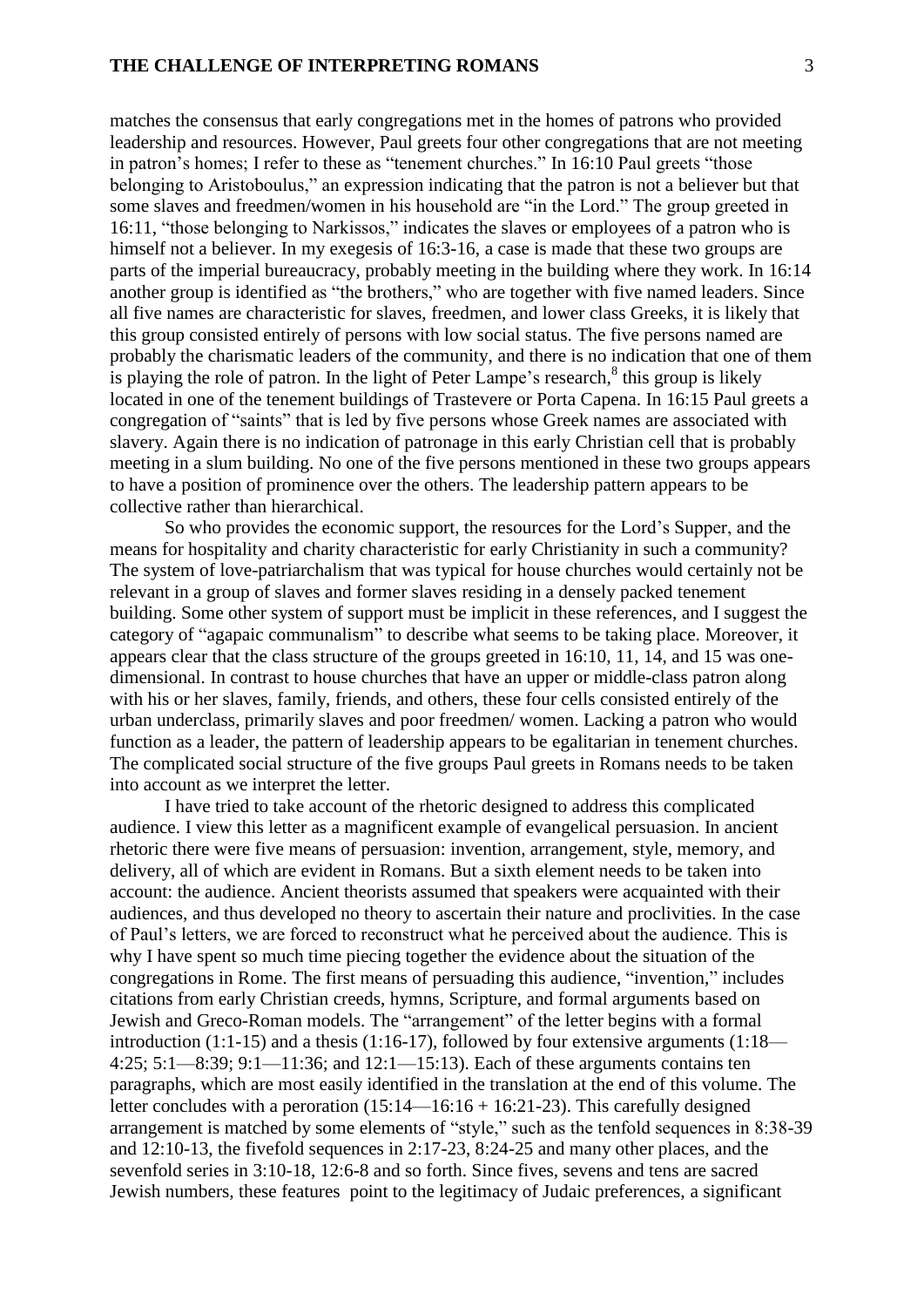matches the consensus that early congregations met in the homes of patrons who provided leadership and resources. However, Paul greets four other congregations that are not meeting in patron's homes; I refer to these as "tenement churches." In 16:10 Paul greets "those belonging to Aristoboulus," an expression indicating that the patron is not a believer but that some slaves and freedmen/women in his household are "in the Lord." The group greeted in 16:11, "those belonging to Narkissos," indicates the slaves or employees of a patron who is himself not a believer. In my exegesis of 16:3-16, a case is made that these two groups are parts of the imperial bureaucracy, probably meeting in the building where they work. In 16:14 another group is identified as "the brothers," who are together with five named leaders. Since all five names are characteristic for slaves, freedmen, and lower class Greeks, it is likely that this group consisted entirely of persons with low social status. The five persons named are probably the charismatic leaders of the community, and there is no indication that one of them is playing the role of patron. In the light of Peter Lampe's research,[8] this group is likely located in one of the tenement buildings of Trastevere or Porta Capena. In 16:15 Paul greets a congregation of "saints" that is led by five persons whose Greek names are associated with slavery. Again there is no indication of patronage in this early Christian cell that is probably meeting in a slum building. No one of the five persons mentioned in these two groups appears to have a position of prominence over the others. The leadership pattern appears to be collective rather than hierarchical.

So who provides the economic support, the resources for the Lord's Supper, and the means for hospitality and charity characteristic for early Christianity in such a community? The system of love-patriarchalism that was typical for house churches would certainly not be relevant in a group of slaves and former slaves residing in a densely packed tenement building. Some other system of support must be implicit in these references, and I suggest the category of "agapaic communalism" to describe what seems to be taking place. Moreover, it appears clear that the class structure of the groups greeted in 16:10, 11, 14, and 15 was one-dimensional. In contrast to house churches that have an upper or middle-class patron along with his or her slaves, family, friends, and others, these four cells consisted entirely of the urban underclass, primarily slaves and poor freedmen/ women. Lacking a patron who would function as a leader, the pattern of leadership appears to be egalitarian in tenement churches. The complicated social structure of the five groups Paul greets in Romans needs to be taken into account as we interpret the letter.

I have tried to take account of the rhetoric designed to address this complicated audience. I view this letter as a magnificent example of evangelical persuasion. In ancient rhetoric there were five means of persuasion: invention, arrangement, style, memory, and delivery, all of which are evident in Romans. But a sixth element needs to be taken into account: the audience. Ancient theorists assumed that speakers were acquainted with their audiences, and thus developed no theory to ascertain their nature and proclivities. In the case of Paul's letters, we are forced to reconstruct what he perceived about the audience. This is why I have spent so much time piecing together the evidence about the situation of the congregations in Rome. The first means of persuading this audience, "invention," includes citations from early Christian creeds, hymns, Scripture, and formal arguments based on Jewish and Greco-Roman models. The "arrangement" of the letter begins with a formal introduction (1:1-15) and a thesis (1:16-17), followed by four extensive arguments (1:18—4:25; 5:1—8:39; 9:1—11:36; and 12:1—15:13). Each of these arguments contains ten paragraphs, which are most easily identified in the translation at the end of this volume. The letter concludes with a peroration (15:14—16:16 + 16:21-23). This carefully designed arrangement is matched by some elements of "style," such as the tenfold sequences in 8:38-39 and 12:10-13, the fivefold sequences in 2:17-23, 8:24-25 and many other places, and the sevenfold series in 3:10-18, 12:6-8 and so forth. Since fives, sevens and tens are sacred Jewish numbers, these features point to the legitimacy of Judaic preferences, a significant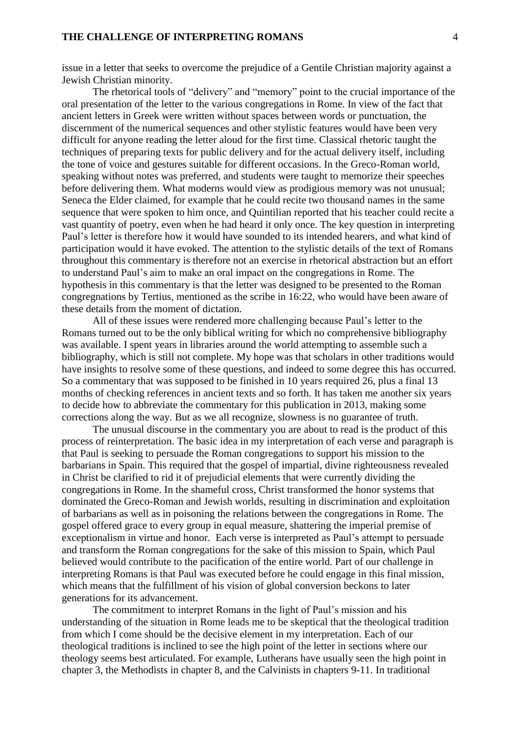issue in a letter that seeks to overcome the prejudice of a Gentile Christian majority against a Jewish Christian minority.

The rhetorical tools of "delivery" and "memory" point to the crucial importance of the oral presentation of the letter to the various congregations in Rome. In view of the fact that ancient letters in Greek were written without spaces between words or punctuation, the discernment of the numerical sequences and other stylistic features would have been very difficult for anyone reading the letter aloud for the first time. Classical rhetoric taught the techniques of preparing texts for public delivery and for the actual delivery itself, including the tone of voice and gestures suitable for different occasions. In the Greco-Roman world, speaking without notes was preferred, and students were taught to memorize their speeches before delivering them. What moderns would view as prodigious memory was not unusual; Seneca the Elder claimed, for example that he could recite two thousand names in the same sequence that were spoken to him once, and Quintilian reported that his teacher could recite a vast quantity of poetry, even when he had heard it only once. The key question in interpreting Paul's letter is therefore how it would have sounded to its intended hearers, and what kind of participation would it have evoked. The attention to the stylistic details of the text of Romans throughout this commentary is therefore not an exercise in rhetorical abstraction but an effort to understand Paul's aim to make an oral impact on the congregations in Rome. The hypothesis in this commentary is that the letter was designed to be presented to the Roman congregnations by Tertius, mentioned as the scribe in 16:22, who would have been aware of these details from the moment of dictation.

All of these issues were rendered more challenging because Paul's letter to the Romans turned out to be the only biblical writing for which no comprehensive bibliography was available. I spent years in libraries around the world attempting to assemble such a bibliography, which is still not complete. My hope was that scholars in other traditions would have insights to resolve some of these questions, and indeed to some degree this has occurred. So a commentary that was supposed to be finished in 10 years required 26, plus a final 13 months of checking references in ancient texts and so forth. It has taken me another six years to decide how to abbreviate the commentary for this publication in 2013, making some corrections along the way. But as we all recognize, slowness is no guarantee of truth.

The unusual discourse in the commentary you are about to read is the product of this process of reinterpretation. The basic idea in my interpretation of each verse and paragraph is that Paul is seeking to persuade the Roman congregations to support his mission to the barbarians in Spain. This required that the gospel of impartial, divine righteousness revealed in Christ be clarified to rid it of prejudicial elements that were currently dividing the congregations in Rome. In the shameful cross, Christ transformed the honor systems that dominated the Greco-Roman and Jewish worlds, resulting in discrimination and exploitation of barbarians as well as in poisoning the relations between the congregations in Rome. The gospel offered grace to every group in equal measure, shattering the imperial premise of exceptionalism in virtue and honor. Each verse is interpreted as Paul's attempt to persuade and transform the Roman congregations for the sake of this mission to Spain, which Paul believed would contribute to the pacification of the entire world. Part of our challenge in interpreting Romans is that Paul was executed before he could engage in this final mission, which means that the fulfillment of his vision of global conversion beckons to later generations for its advancement.

The commitment to interpret Romans in the light of Paul's mission and his understanding of the situation in Rome leads me to be skeptical that the theological tradition from which I come should be the decisive element in my interpretation. Each of our theological traditions is inclined to see the high point of the letter in sections where our theology seems best articulated. For example, Lutherans have usually seen the high point in chapter 3, the Methodists in chapter 8, and the Calvinists in chapters 9-11. In traditional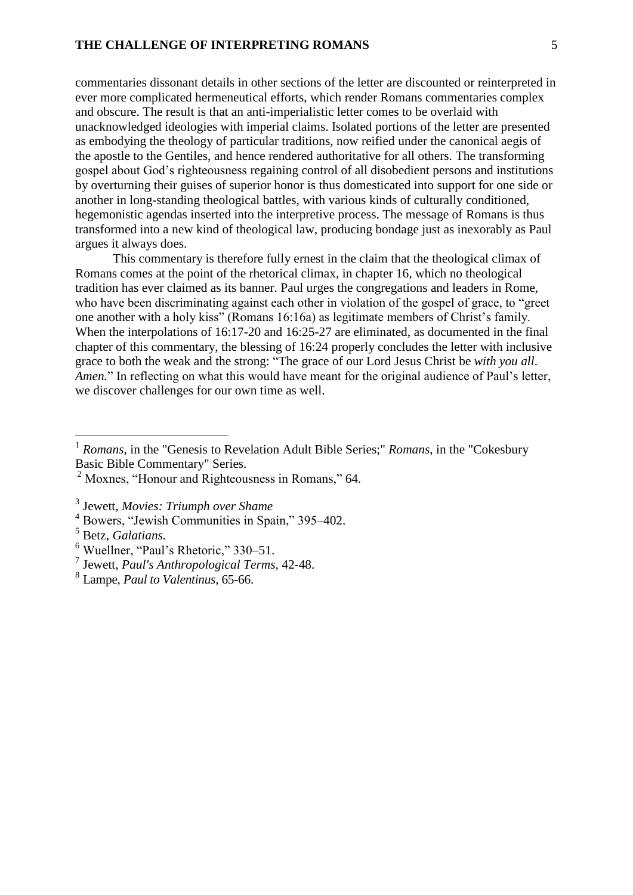commentaries dissonant details in other sections of the letter are discounted or reinterpreted in ever more complicated hermeneutical efforts, which render Romans commentaries complex and obscure. The result is that an anti-imperialistic letter comes to be overlaid with unacknowledged ideologies with imperial claims. Isolated portions of the letter are presented as embodying the theology of particular traditions, now reified under the canonical aegis of the apostle to the Gentiles, and hence rendered authoritative for all others. The transforming gospel about God's righteousness regaining control of all disobedient persons and institutions by overturning their guises of superior honor is thus domesticated into support for one side or another in long-standing theological battles, with various kinds of culturally conditioned, hegemonistic agendas inserted into the interpretive process. The message of Romans is thus transformed into a new kind of theological law, producing bondage just as inexorably as Paul argues it always does.

This commentary is therefore fully ernest in the claim that the theological climax of Romans comes at the point of the rhetorical climax, in chapter 16, which no theological tradition has ever claimed as its banner. Paul urges the congregations and leaders in Rome, who have been discriminating against each other in violation of the gospel of grace, to "greet one another with a holy kiss" (Romans 16:16a) as legitimate members of Christ's family. When the interpolations of 16:17-20 and 16:25-27 are eliminated, as documented in the final chapter of this commentary, the blessing of 16:24 properly concludes the letter with inclusive grace to both the weak and the strong: "The grace of our Lord Jesus Christ be *with you all*. *Amen.*" In reflecting on what this would have meant for the original audience of Paul's letter, we discover challenges for our own time as well.

---

[1] *Romans*, in the "Genesis to Revelation Adult Bible Series;" *Romans*, in the "Cokesbury Basic Bible Commentary" Series.

[2] Moxnes, "Honour and Righteousness in Romans," 64.

[3] Jewett, *Movies: Triumph over Shame*

[4] Bowers, "Jewish Communities in Spain," 395–402.

[5] Betz, *Galatians.*

[6] Wuellner, "Paul's Rhetoric," 330–51.

[7] Jewett, *Paul's Anthropological Terms*, 42-48.

[8] Lampe, *Paul to Valentinus*, 65-66.